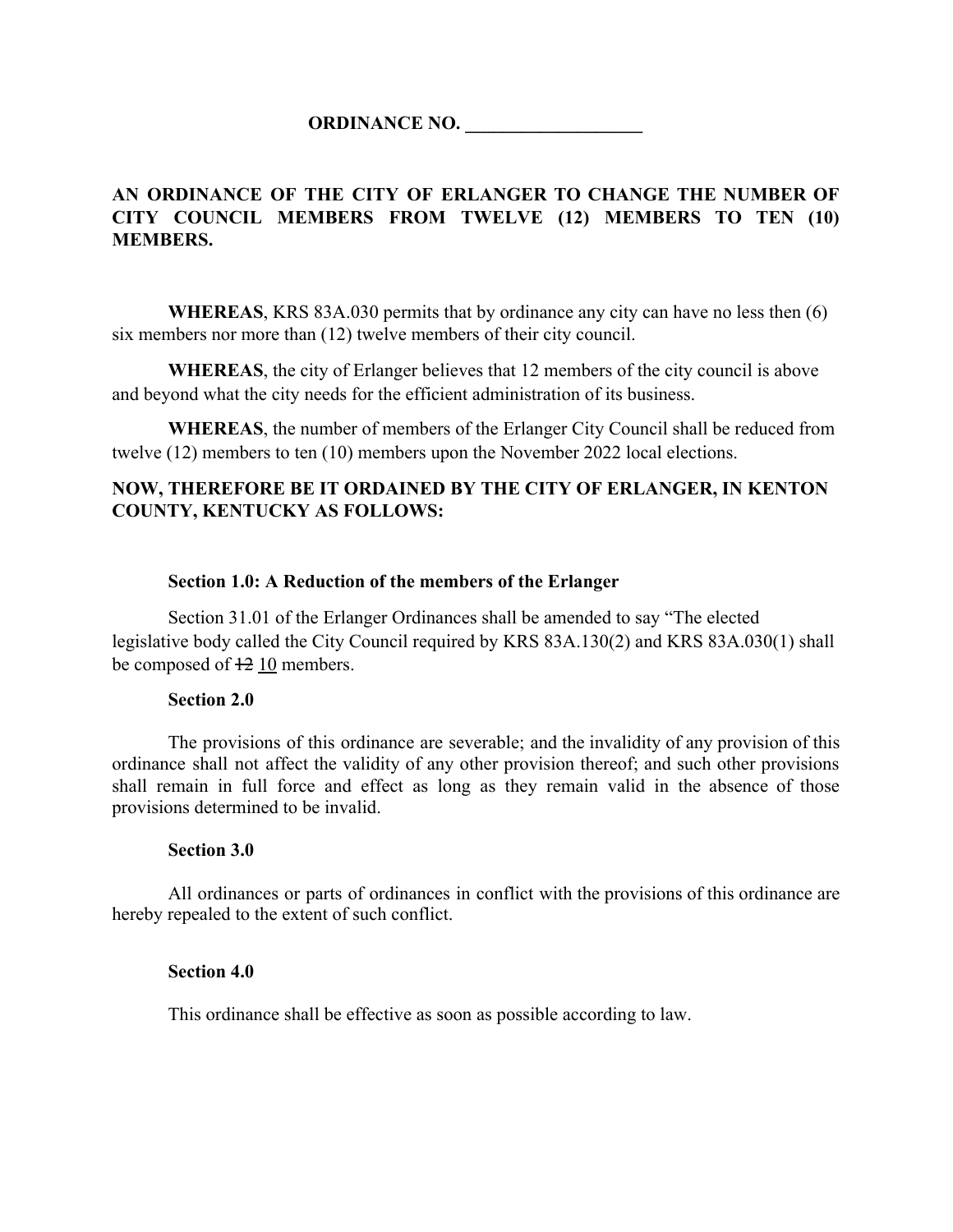**ORDINANCE NO. ___________________**

**AN ORDINANCE OF THE CITY OF ERLANGER TO CHANGE THE NUMBER OF CITY COUNCIL MEMBERS FROM TWELVE (12) MEMBERS TO TEN (10) MEMBERS.**

**WHEREAS**, KRS 83A.030 permits that by ordinance any city can have no less then (6) six members nor more than (12) twelve members of their city council.

**WHEREAS**, the city of Erlanger believes that 12 members of the city council is above and beyond what the city needs for the efficient administration of its business.

**WHEREAS**, the number of members of the Erlanger City Council shall be reduced from twelve (12) members to ten (10) members upon the November 2022 local elections.

**NOW, THEREFORE BE IT ORDAINED BY THE CITY OF ERLANGER, IN KENTON COUNTY, KENTUCKY AS FOLLOWS:**

**Section 1.0: A Reduction of the members of the Erlanger**

Section 31.01 of the Erlanger Ordinances shall be amended to say "The elected legislative body called the City Council required by KRS 83A.130(2) and KRS 83A.030(1) shall be composed of ~~12~~ <u>10</u> members.

**Section 2.0**

The provisions of this ordinance are severable; and the invalidity of any provision of this ordinance shall not affect the validity of any other provision thereof; and such other provisions shall remain in full force and effect as long as they remain valid in the absence of those provisions determined to be invalid.

**Section 3.0**

All ordinances or parts of ordinances in conflict with the provisions of this ordinance are hereby repealed to the extent of such conflict.

**Section 4.0**

This ordinance shall be effective as soon as possible according to law.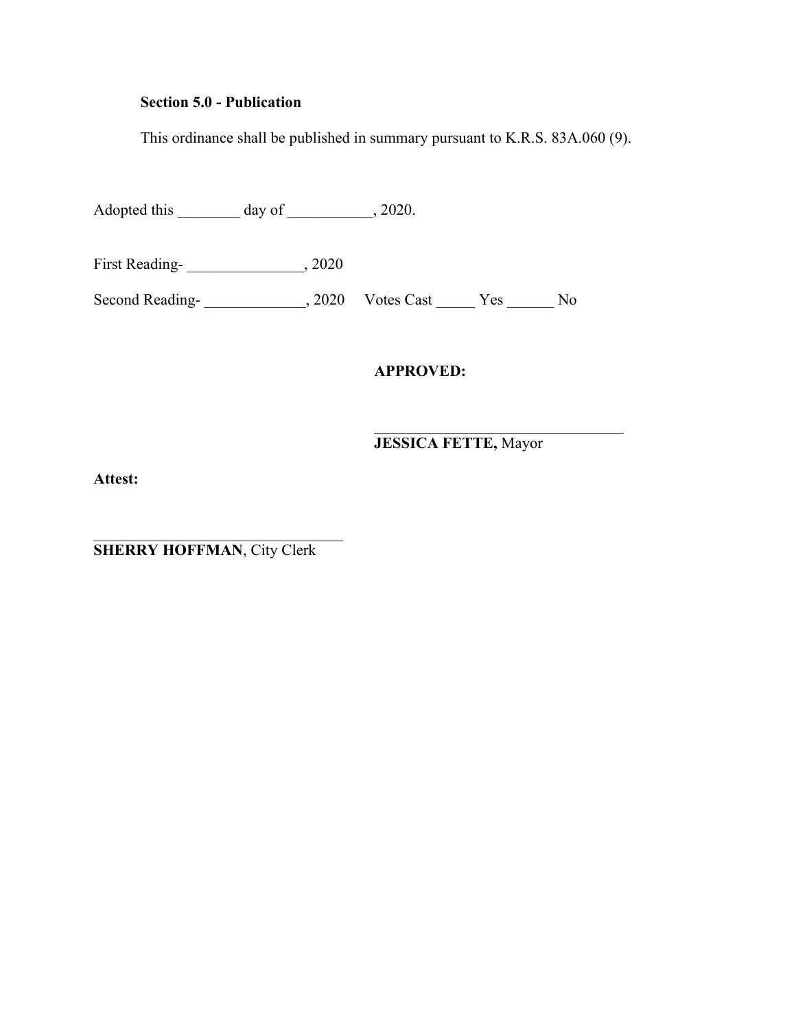**Section 5.0 - Publication**

This ordinance shall be published in summary pursuant to K.R.S. 83A.060 (9).

Adopted this ________ day of ___________, 2020.

First Reading- _______________, 2020

Second Reading- _____________, 2020 Votes Cast _____ Yes ______ No

**APPROVED:**

__________________________________

**JESSICA FETTE,** Mayor

**Attest:**

__________________________________

**SHERRY HOFFMAN**, City Clerk